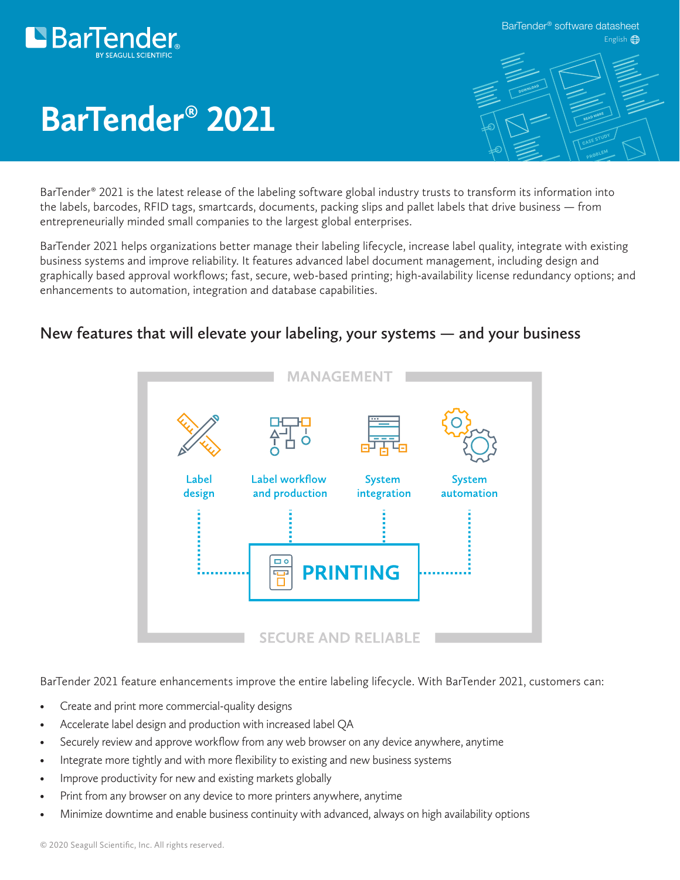BarTender® software datasheet

# BarTender® 2021

BarTender® 2021 is the latest release of the labeling software global industry trusts to transform its information into the labels, barcodes, RFID tags, smartcards, documents, packing slips and pallet labels that drive business — from entrepreneurially minded small companies to the largest global enterprises.

BarTender 2021 helps organizations better manage their labeling lifecycle, increase label quality, integrate with existing business systems and improve reliability. It features advanced label document management, including design and graphically based approval workflows; fast, secure, web-based printing; high-availability license redundancy options; and enhancements to automation, integration and database capabilities.

## New features that will elevate your labeling, your systems — and your business

MANAGEMENT

Label design | Label workflow and production | System integration | System automation

PRINTING

SECURE AND RELIABLE

BarTender 2021 feature enhancements improve the entire labeling lifecycle. With BarTender 2021, customers can:

- Create and print more commercial-quality designs
- Accelerate label design and production with increased label QA
- Securely review and approve workflow from any web browser on any device anywhere, anytime
- Integrate more tightly and with more flexibility to existing and new business systems
- Improve productivity for new and existing markets globally
- Print from any browser on any device to more printers anywhere, anytime
- Minimize downtime and enable business continuity with advanced, always on high availability options

© 2020 Seagull Scientific, Inc. All rights reserved.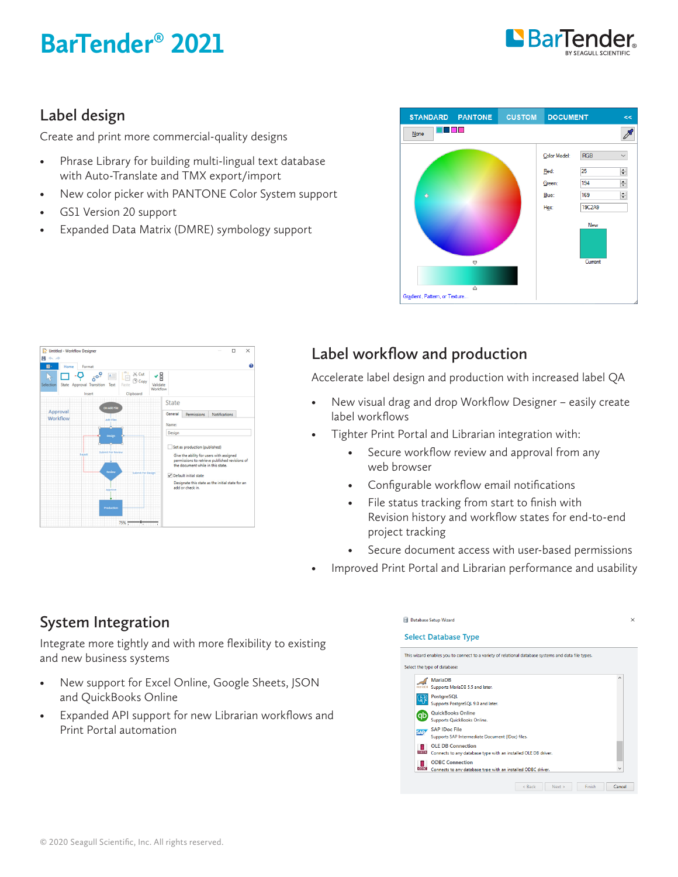# BarTender® 2021

## Label design

Create and print more commercial-quality designs

- Phrase Library for building multi-lingual text database with Auto-Translate and TMX export/import
- New color picker with PANTONE Color System support
- GS1 Version 20 support
- Expanded Data Matrix (DMRE) symbology support

## Label workflow and production

Accelerate label design and production with increased label QA

- New visual drag and drop Workflow Designer – easily create label workflows
- Tighter Print Portal and Librarian integration with:
    - Secure workflow review and approval from any web browser
    - Configurable workflow email notifications
    - File status tracking from start to finish with Revision history and workflow states for end-to-end project tracking
    - Secure document access with user-based permissions
- Improved Print Portal and Librarian performance and usability

## System Integration

Integrate more tightly and with more flexibility to existing and new business systems

- New support for Excel Online, Google Sheets, JSON and QuickBooks Online
- Expanded API support for new Librarian workflows and Print Portal automation

© 2020 Seagull Scientific, Inc. All rights reserved.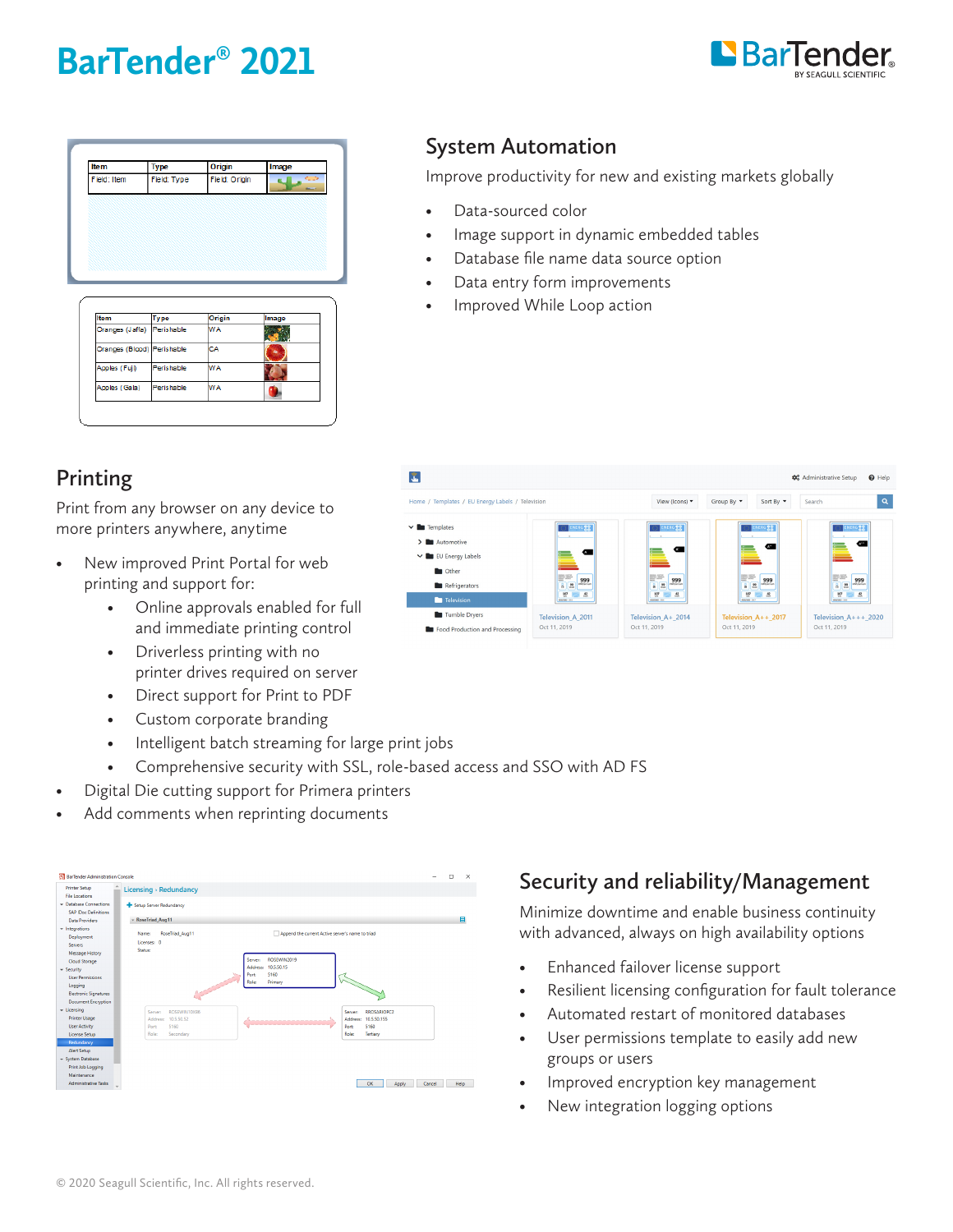# BarTender® 2021

## System Automation

Improve productivity for new and existing markets globally

- Data-sourced color
- Image support in dynamic embedded tables
- Database file name data source option
- Data entry form improvements
- Improved While Loop action

## Printing

Print from any browser on any device to more printers anywhere, anytime

- New improved Print Portal for web printing and support for:
  - Online approvals enabled for full and immediate printing control
  - Driverless printing with no printer drives required on server
  - Direct support for Print to PDF
  - Custom corporate branding
  - Intelligent batch streaming for large print jobs
  - Comprehensive security with SSL, role-based access and SSO with AD FS
- Digital Die cutting support for Primera printers
- Add comments when reprinting documents

## Security and reliability/Management

Minimize downtime and enable business continuity with advanced, always on high availability options

- Enhanced failover license support
- Resilient licensing configuration for fault tolerance
- Automated restart of monitored databases
- User permissions template to easily add new groups or users
- Improved encryption key management
- New integration logging options

© 2020 Seagull Scientific, Inc. All rights reserved.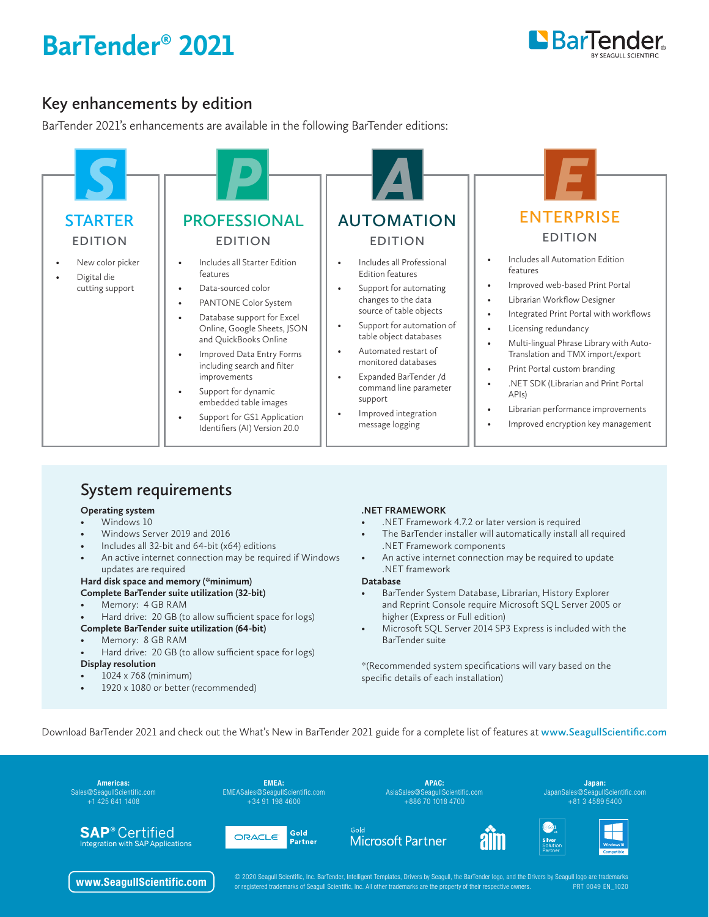# BarTender® 2021

## Key enhancements by edition

BarTender 2021's enhancements are available in the following BarTender editions:

### STARTER EDITION

- New color picker
- Digital die cutting support

### PROFESSIONAL EDITION

- Includes all Starter Edition features
- Data-sourced color
- PANTONE Color System
- Database support for Excel Online, Google Sheets, JSON and QuickBooks Online
- Improved Data Entry Forms including search and filter improvements
- Support for dynamic embedded table images
- Support for GS1 Application Identifiers (AI) Version 20.0

### AUTOMATION EDITION

- Includes all Professional Edition features
- Support for automating changes to the data source of table objects
- Support for automation of table object databases
- Automated restart of monitored databases
- Expanded BarTender /d command line parameter support
- Improved integration message logging

### ENTERPRISE EDITION

- Includes all Automation Edition features
- Improved web-based Print Portal
- Librarian Workflow Designer
- Integrated Print Portal with workflows
- Licensing redundancy
- Multi-lingual Phrase Library with Auto-Translation and TMX import/export
- Print Portal custom branding
- .NET SDK (Librarian and Print Portal APIs)
- Librarian performance improvements
- Improved encryption key management

## System requirements

**Operating system**

- Windows 10
- Windows Server 2019 and 2016
- Includes all 32-bit and 64-bit (x64) editions
- An active internet connection may be required if Windows updates are required

**Hard disk space and memory (*minimum)**

**Complete BarTender suite utilization (32-bit)**

- Memory: 4 GB RAM
- Hard drive: 20 GB (to allow sufficient space for logs)

**Complete BarTender suite utilization (64-bit)**

- Memory: 8 GB RAM
- Hard drive: 20 GB (to allow sufficient space for logs)

**Display resolution**

- 1024 x 768 (minimum)
- 1920 x 1080 or better (recommended)

**.NET FRAMEWORK**

- .NET Framework 4.7.2 or later version is required
- The BarTender installer will automatically install all required .NET Framework components
- An active internet connection may be required to update .NET framework

**Database**

- BarTender System Database, Librarian, History Explorer and Reprint Console require Microsoft SQL Server 2005 or higher (Express or Full edition)
- Microsoft SQL Server 2014 SP3 Express is included with the BarTender suite

*(Recommended system specifications will vary based on the specific details of each installation)

Download BarTender 2021 and check out the What's New in BarTender 2021 guide for a complete list of features at www.SeagullScientific.com

**Americas:**
Sales@SeagullScientific.com
+1 425 641 1408

**EMEA:**
EMEASales@SeagullScientific.com
+34 91 198 4600

**APAC:**
AsiaSales@SeagullScientific.com
+886 70 1018 4700

**Japan:**
JapanSales@SeagullScientific.com
+81 3 4589 5400

SAP® Certified Integration with SAP Applications

ORACLE Gold Partner

Gold Microsoft Partner

www.SeagullScientific.com

© 2020 Seagull Scientific, Inc. BarTender, Intelligent Templates, Drivers by Seagull, the BarTender logo, and the Drivers by Seagull logo are trademarks or registered trademarks of Seagull Scientific, Inc. All other trademarks are the property of their respective owners. PRT 0049 EN_1020